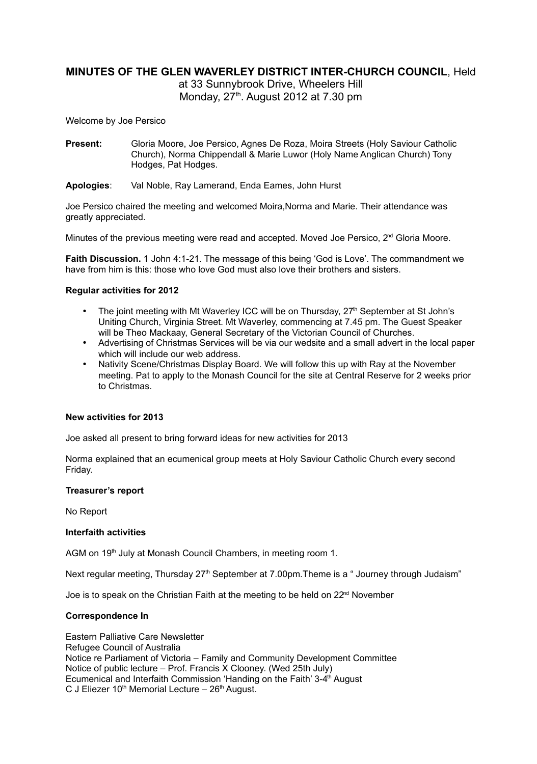# MINUTES OF THE GLEN WAVERLEY DISTRICT INTER-CHURCH COUNCIL, Held at 33 Sunnybrook Drive, Wheelers Hill Monday, 27th. August 2012 at 7.30 pm

Welcome by Joe Persico

**Present:** Gloria Moore, Joe Persico, Agnes De Roza, Moira Streets (Holy Saviour Catholic Church), Norma Chippendall & Marie Luwor (Holy Name Anglican Church) Tony Hodges, Pat Hodges.

**Apologies**: Val Noble, Ray Lamerand, Enda Eames, John Hurst

Joe Persico chaired the meeting and welcomed Moira,Norma and Marie. Their attendance was greatly appreciated.

Minutes of the previous meeting were read and accepted. Moved Joe Persico, 2nd Gloria Moore.

**Faith Discussion.** 1 John 4:1-21. The message of this being 'God is Love'. The commandment we have from him is this: those who love God must also love their brothers and sisters.

**Regular activities for 2012**

- The joint meeting with Mt Waverley ICC will be on Thursday, 27th September at St John's Uniting Church, Virginia Street. Mt Waverley, commencing at 7.45 pm. The Guest Speaker will be Theo Mackaay, General Secretary of the Victorian Council of Churches.
- Advertising of Christmas Services will be via our wedsite and a small advert in the local paper which will include our web address.
- Nativity Scene/Christmas Display Board. We will follow this up with Ray at the November meeting. Pat to apply to the Monash Council for the site at Central Reserve for 2 weeks prior to Christmas.

**New activities for 2013**

Joe asked all present to bring forward ideas for new activities for 2013

Norma explained that an ecumenical group meets at Holy Saviour Catholic Church every second Friday.

**Treasurer's report**

No Report

**Interfaith activities**

AGM on 19th July at Monash Council Chambers, in meeting room 1.

Next regular meeting, Thursday 27th September at 7.00pm.Theme is a " Journey through Judaism"

Joe is to speak on the Christian Faith at the meeting to be held on 22nd November

**Correspondence In**

Eastern Palliative Care Newsletter
Refugee Council of Australia
Notice re Parliament of Victoria – Family and Community Development Committee
Notice of public lecture – Prof. Francis X Clooney. (Wed 25th July)
Ecumenical and Interfaith Commission 'Handing on the Faith' 3-4th August
C J Eliezer 10th Memorial Lecture – 26th August.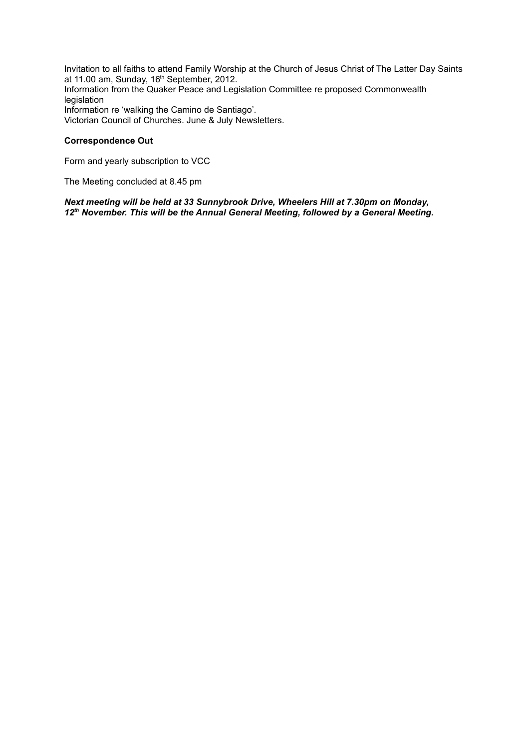Invitation to all faiths to attend Family Worship at the Church of Jesus Christ of The Latter Day Saints at 11.00 am, Sunday, 16th September, 2012.
Information from the Quaker Peace and Legislation Committee re proposed Commonwealth legislation
Information re 'walking the Camino de Santiago'.
Victorian Council of Churches. June & July Newsletters.

**Correspondence Out**

Form and yearly subscription to VCC

The Meeting concluded at 8.45 pm

***Next meeting will be held at 33 Sunnybrook Drive, Wheelers Hill at 7.30pm on Monday, 12th November. This will be the Annual General Meeting, followed by a General Meeting.***